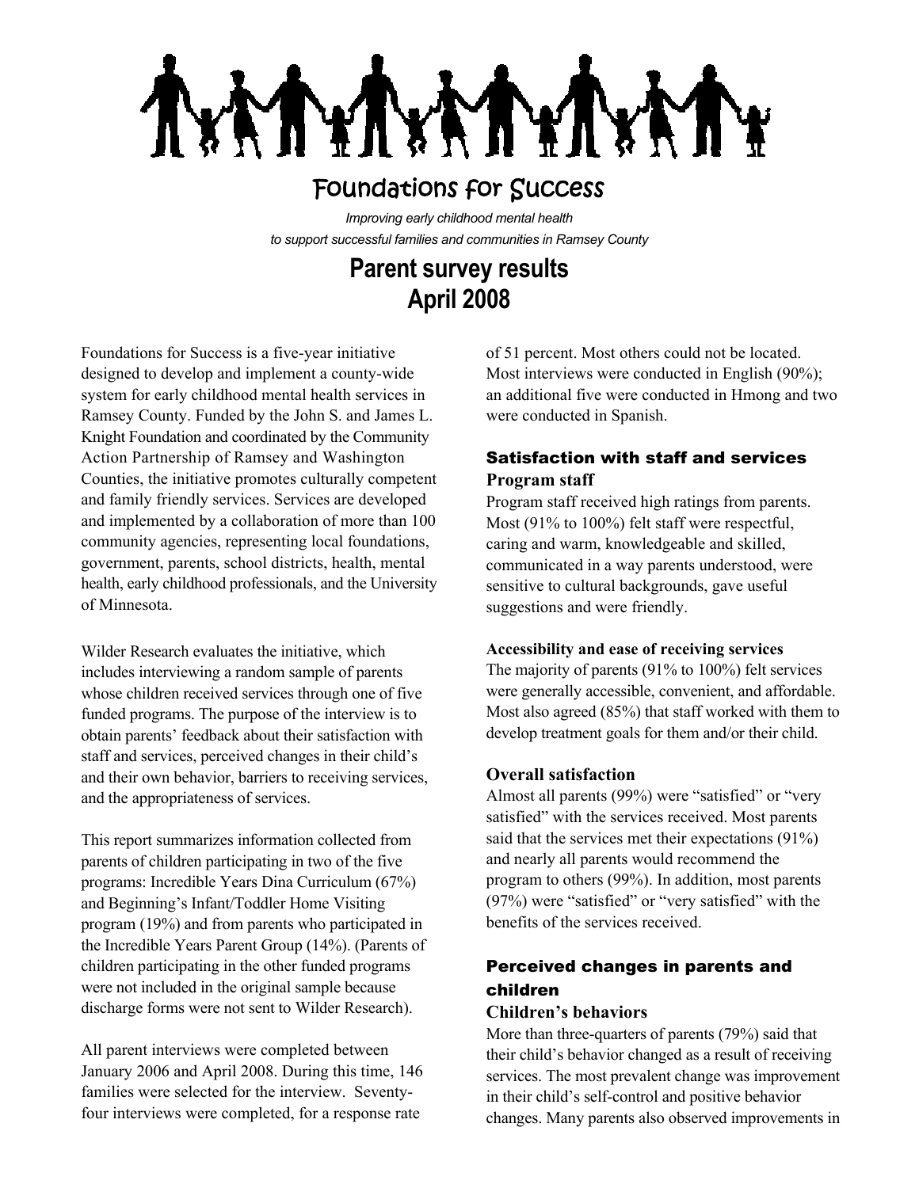# Foundations for Success

*Improving early childhood mental health*
*to support successful families and communities in Ramsey County*

## Parent survey results
## April 2008

Foundations for Success is a five-year initiative designed to develop and implement a county-wide system for early childhood mental health services in Ramsey County. Funded by the John S. and James L. Knight Foundation and coordinated by the Community Action Partnership of Ramsey and Washington Counties, the initiative promotes culturally competent and family friendly services. Services are developed and implemented by a collaboration of more than 100 community agencies, representing local foundations, government, parents, school districts, health, mental health, early childhood professionals, and the University of Minnesota.

Wilder Research evaluates the initiative, which includes interviewing a random sample of parents whose children received services through one of five funded programs. The purpose of the interview is to obtain parents' feedback about their satisfaction with staff and services, perceived changes in their child's and their own behavior, barriers to receiving services, and the appropriateness of services.

This report summarizes information collected from parents of children participating in two of the five programs: Incredible Years Dina Curriculum (67%) and Beginning's Infant/Toddler Home Visiting program (19%) and from parents who participated in the Incredible Years Parent Group (14%). (Parents of children participating in the other funded programs were not included in the original sample because discharge forms were not sent to Wilder Research).

All parent interviews were completed between January 2006 and April 2008. During this time, 146 families were selected for the interview. Seventy-four interviews were completed, for a response rate of 51 percent. Most others could not be located. Most interviews were conducted in English (90%); an additional five were conducted in Hmong and two were conducted in Spanish.

## Satisfaction with staff and services

### Program staff

Program staff received high ratings from parents. Most (91% to 100%) felt staff were respectful, caring and warm, knowledgeable and skilled, communicated in a way parents understood, were sensitive to cultural backgrounds, gave useful suggestions and were friendly.

#### Accessibility and ease of receiving services

The majority of parents (91% to 100%) felt services were generally accessible, convenient, and affordable. Most also agreed (85%) that staff worked with them to develop treatment goals for them and/or their child.

### Overall satisfaction

Almost all parents (99%) were "satisfied" or "very satisfied" with the services received. Most parents said that the services met their expectations (91%) and nearly all parents would recommend the program to others (99%). In addition, most parents (97%) were "satisfied" or "very satisfied" with the benefits of the services received.

## Perceived changes in parents and children

### Children's behaviors

More than three-quarters of parents (79%) said that their child's behavior changed as a result of receiving services. The most prevalent change was improvement in their child's self-control and positive behavior changes. Many parents also observed improvements in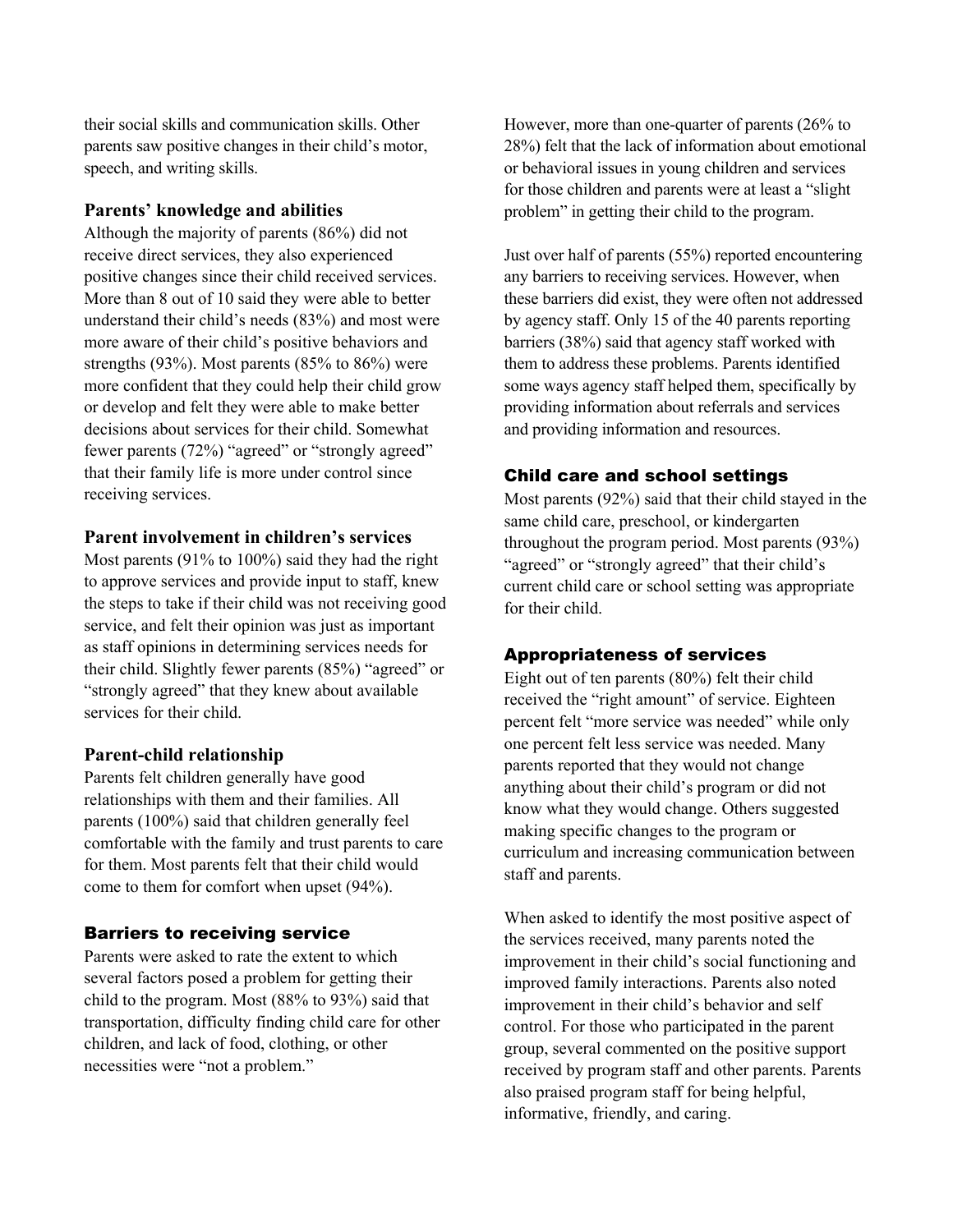their social skills and communication skills. Other parents saw positive changes in their child's motor, speech, and writing skills.

### Parents' knowledge and abilities

Although the majority of parents (86%) did not receive direct services, they also experienced positive changes since their child received services. More than 8 out of 10 said they were able to better understand their child's needs (83%) and most were more aware of their child's positive behaviors and strengths (93%). Most parents (85% to 86%) were more confident that they could help their child grow or develop and felt they were able to make better decisions about services for their child. Somewhat fewer parents (72%) "agreed" or "strongly agreed" that their family life is more under control since receiving services.

### Parent involvement in children's services

Most parents (91% to 100%) said they had the right to approve services and provide input to staff, knew the steps to take if their child was not receiving good service, and felt their opinion was just as important as staff opinions in determining services needs for their child. Slightly fewer parents (85%) "agreed" or "strongly agreed" that they knew about available services for their child.

### Parent-child relationship

Parents felt children generally have good relationships with them and their families. All parents (100%) said that children generally feel comfortable with the family and trust parents to care for them. Most parents felt that their child would come to them for comfort when upset (94%).

## Barriers to receiving service

Parents were asked to rate the extent to which several factors posed a problem for getting their child to the program. Most (88% to 93%) said that transportation, difficulty finding child care for other children, and lack of food, clothing, or other necessities were "not a problem."

However, more than one-quarter of parents (26% to 28%) felt that the lack of information about emotional or behavioral issues in young children and services for those children and parents were at least a "slight problem" in getting their child to the program.

Just over half of parents (55%) reported encountering any barriers to receiving services. However, when these barriers did exist, they were often not addressed by agency staff. Only 15 of the 40 parents reporting barriers (38%) said that agency staff worked with them to address these problems. Parents identified some ways agency staff helped them, specifically by providing information about referrals and services and providing information and resources.

## Child care and school settings

Most parents (92%) said that their child stayed in the same child care, preschool, or kindergarten throughout the program period. Most parents (93%) "agreed" or "strongly agreed" that their child's current child care or school setting was appropriate for their child.

## Appropriateness of services

Eight out of ten parents (80%) felt their child received the "right amount" of service. Eighteen percent felt "more service was needed" while only one percent felt less service was needed. Many parents reported that they would not change anything about their child's program or did not know what they would change. Others suggested making specific changes to the program or curriculum and increasing communication between staff and parents.

When asked to identify the most positive aspect of the services received, many parents noted the improvement in their child's social functioning and improved family interactions. Parents also noted improvement in their child's behavior and self control. For those who participated in the parent group, several commented on the positive support received by program staff and other parents. Parents also praised program staff for being helpful, informative, friendly, and caring.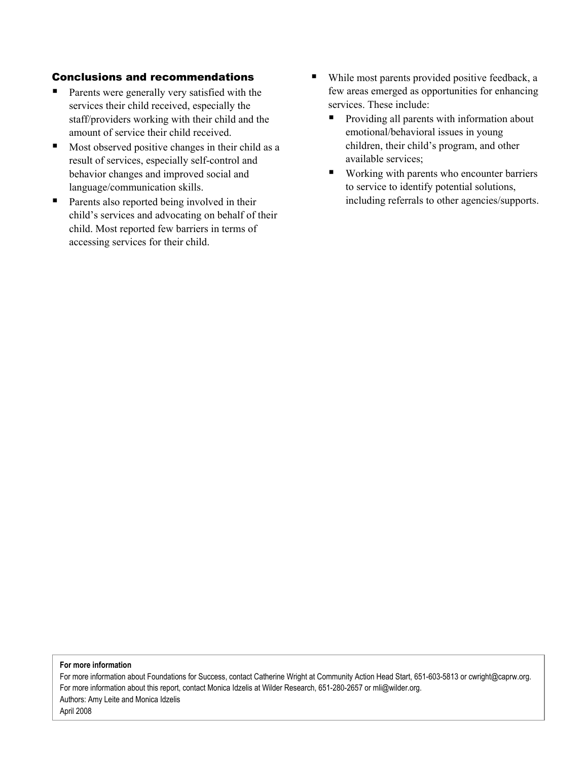## Conclusions and recommendations

- Parents were generally very satisfied with the services their child received, especially the staff/providers working with their child and the amount of service their child received.
- Most observed positive changes in their child as a result of services, especially self-control and behavior changes and improved social and language/communication skills.
- Parents also reported being involved in their child's services and advocating on behalf of their child. Most reported few barriers in terms of accessing services for their child.
- While most parents provided positive feedback, a few areas emerged as opportunities for enhancing services. These include:
  - Providing all parents with information about emotional/behavioral issues in young children, their child's program, and other available services;
  - Working with parents who encounter barriers to service to identify potential solutions, including referrals to other agencies/supports.

**For more information**

For more information about Foundations for Success, contact Catherine Wright at Community Action Head Start, 651-603-5813 or cwright@caprw.org.

For more information about this report, contact Monica Idzelis at Wilder Research, 651-280-2657 or mli@wilder.org.

Authors: Amy Leite and Monica Idzelis

April 2008